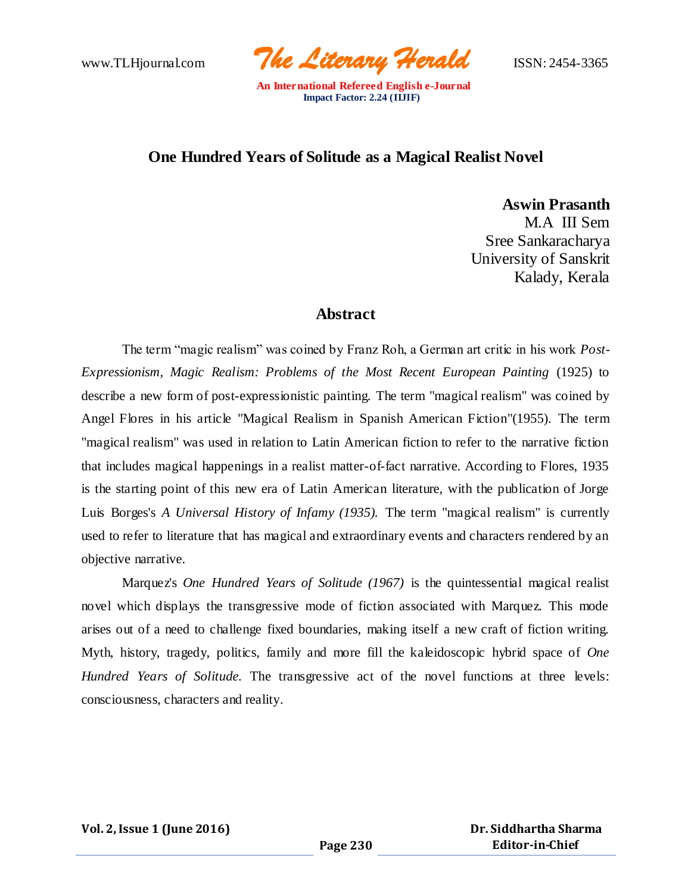# One Hundred Years of Solitude as a Magical Realist Novel

**Aswin Prasanth**
M.A III Sem
Sree Sankaracharya
University of Sanskrit
Kalady, Kerala

## Abstract

The term "magic realism" was coined by Franz Roh, a German art critic in his work *Post-Expressionism, Magic Realism: Problems of the Most Recent European Painting* (1925) to describe a new form of post-expressionistic painting. The term "magical realism" was coined by Angel Flores in his article "Magical Realism in Spanish American Fiction"(1955). The term "magical realism" was used in relation to Latin American fiction to refer to the narrative fiction that includes magical happenings in a realist matter-of-fact narrative. According to Flores, 1935 is the starting point of this new era of Latin American literature, with the publication of Jorge Luis Borges's *A Universal History of Infamy (1935).* The term "magical realism" is currently used to refer to literature that has magical and extraordinary events and characters rendered by an objective narrative.

Marquez's *One Hundred Years of Solitude (1967)* is the quintessential magical realist novel which displays the transgressive mode of fiction associated with Marquez. This mode arises out of a need to challenge fixed boundaries, making itself a new craft of fiction writing. Myth, history, tragedy, politics, family and more fill the kaleidoscopic hybrid space of *One Hundred Years of Solitude.* The transgressive act of the novel functions at three levels: consciousness, characters and reality.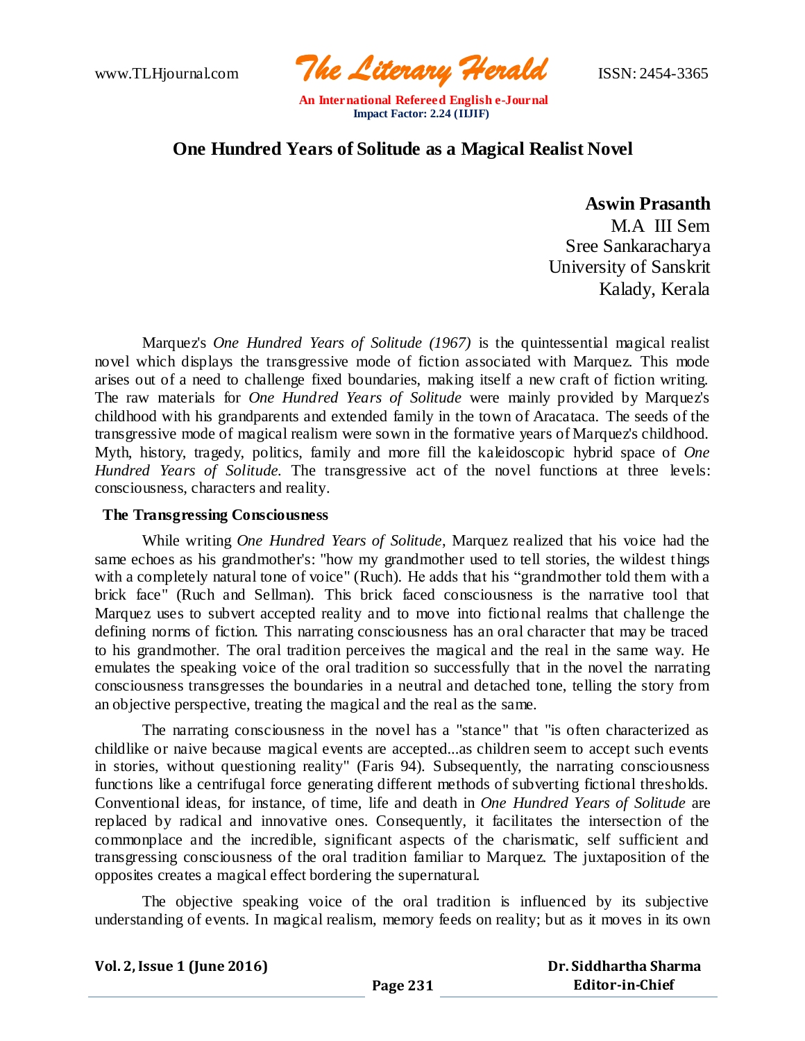# One Hundred Years of Solitude as a Magical Realist Novel

**Aswin Prasanth**
M.A III Sem
Sree Sankaracharya
University of Sanskrit
Kalady, Kerala

Marquez's *One Hundred Years of Solitude (1967)* is the quintessential magical realist novel which displays the transgressive mode of fiction associated with Marquez. This mode arises out of a need to challenge fixed boundaries, making itself a new craft of fiction writing. The raw materials for *One Hundred Years of Solitude* were mainly provided by Marquez's childhood with his grandparents and extended family in the town of Aracataca. The seeds of the transgressive mode of magical realism were sown in the formative years of Marquez's childhood. Myth, history, tragedy, politics, family and more fill the kaleidoscopic hybrid space of *One Hundred Years of Solitude.* The transgressive act of the novel functions at three levels: consciousness, characters and reality.

### The Transgressing Consciousness

While writing *One Hundred Years of Solitude*, Marquez realized that his voice had the same echoes as his grandmother's: "how my grandmother used to tell stories, the wildest things with a completely natural tone of voice" (Ruch). He adds that his "grandmother told them with a brick face" (Ruch and Sellman). This brick faced consciousness is the narrative tool that Marquez uses to subvert accepted reality and to move into fictional realms that challenge the defining norms of fiction. This narrating consciousness has an oral character that may be traced to his grandmother. The oral tradition perceives the magical and the real in the same way. He emulates the speaking voice of the oral tradition so successfully that in the novel the narrating consciousness transgresses the boundaries in a neutral and detached tone, telling the story from an objective perspective, treating the magical and the real as the same.

The narrating consciousness in the novel has a "stance" that "is often characterized as childlike or naive because magical events are accepted...as children seem to accept such events in stories, without questioning reality" (Faris 94). Subsequently, the narrating consciousness functions like a centrifugal force generating different methods of subverting fictional thresholds. Conventional ideas, for instance, of time, life and death in *One Hundred Years of Solitude* are replaced by radical and innovative ones. Consequently, it facilitates the intersection of the commonplace and the incredible, significant aspects of the charismatic, self sufficient and transgressing consciousness of the oral tradition familiar to Marquez. The juxtaposition of the opposites creates a magical effect bordering the supernatural.

The objective speaking voice of the oral tradition is influenced by its subjective understanding of events. In magical realism, memory feeds on reality; but as it moves in its own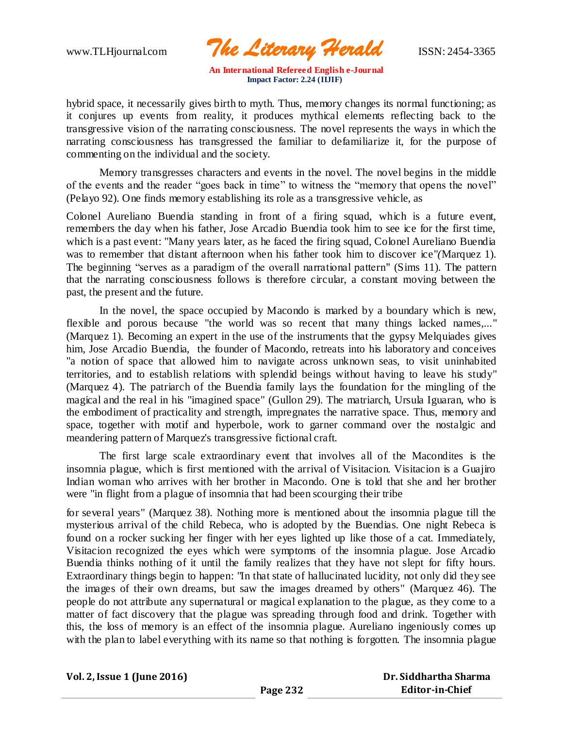hybrid space, it necessarily gives birth to myth. Thus, memory changes its normal functioning; as it conjures up events from reality, it produces mythical elements reflecting back to the transgressive vision of the narrating consciousness. The novel represents the ways in which the narrating consciousness has transgressed the familiar to defamiliarize it, for the purpose of commenting on the individual and the society.

Memory transgresses characters and events in the novel. The novel begins in the middle of the events and the reader "goes back in time" to witness the "memory that opens the novel" (Pelayo 92). One finds memory establishing its role as a transgressive vehicle, as Colonel Aureliano Buendia standing in front of a firing squad, which is a future event, remembers the day when his father, Jose Arcadio Buendia took him to see ice for the first time, which is a past event: "Many years later, as he faced the firing squad, Colonel Aureliano Buendia was to remember that distant afternoon when his father took him to discover ice"(Marquez 1). The beginning "serves as a paradigm of the overall narrational pattern" (Sims 11). The pattern that the narrating consciousness follows is therefore circular, a constant moving between the past, the present and the future.

In the novel, the space occupied by Macondo is marked by a boundary which is new, flexible and porous because "the world was so recent that many things lacked names,..." (Marquez 1). Becoming an expert in the use of the instruments that the gypsy Melquiades gives him, Jose Arcadio Buendia, the founder of Macondo, retreats into his laboratory and conceives "a notion of space that allowed him to navigate across unknown seas, to visit uninhabited territories, and to establish relations with splendid beings without having to leave his study" (Marquez 4). The patriarch of the Buendia family lays the foundation for the mingling of the magical and the real in his "imagined space" (Gullon 29). The matriarch, Ursula Iguaran, who is the embodiment of practicality and strength, impregnates the narrative space. Thus, memory and space, together with motif and hyperbole, work to garner command over the nostalgic and meandering pattern of Marquez's transgressive fictional craft.

The first large scale extraordinary event that involves all of the Macondites is the insomnia plague, which is first mentioned with the arrival of Visitacion. Visitacion is a Guajiro Indian woman who arrives with her brother in Macondo. One is told that she and her brother were "in flight from a plague of insomnia that had been scourging their tribe for several years" (Marquez 38). Nothing more is mentioned about the insomnia plague till the mysterious arrival of the child Rebeca, who is adopted by the Buendias. One night Rebeca is found on a rocker sucking her finger with her eyes lighted up like those of a cat. Immediately, Visitacion recognized the eyes which were symptoms of the insomnia plague. Jose Arcadio Buendia thinks nothing of it until the family realizes that they have not slept for fifty hours. Extraordinary things begin to happen: "In that state of hallucinated lucidity, not only did they see the images of their own dreams, but saw the images dreamed by others" (Marquez 46). The people do not attribute any supernatural or magical explanation to the plague, as they come to a matter of fact discovery that the plague was spreading through food and drink. Together with this, the loss of memory is an effect of the insomnia plague. Aureliano ingeniously comes up with the plan to label everything with its name so that nothing is forgotten. The insomnia plague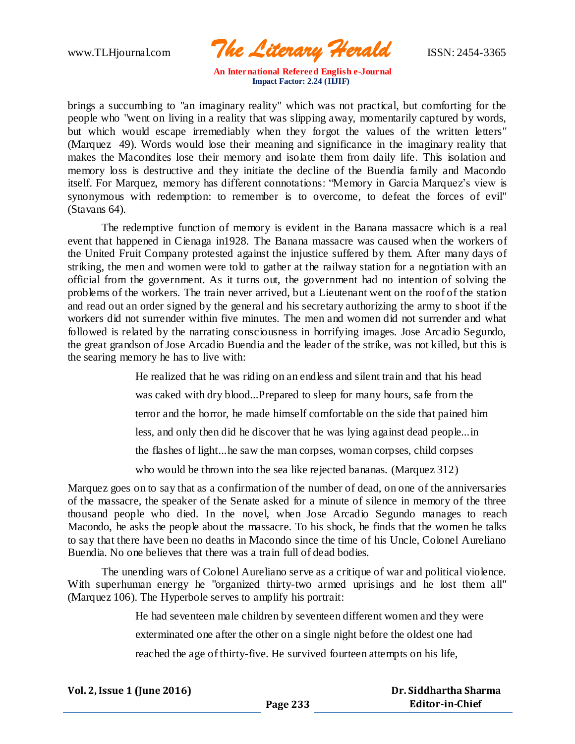brings a succumbing to "an imaginary reality" which was not practical, but comforting for the people who "went on living in a reality that was slipping away, momentarily captured by words, but which would escape irremediably when they forgot the values of the written letters" (Marquez 49). Words would lose their meaning and significance in the imaginary reality that makes the Macondites lose their memory and isolate them from daily life. This isolation and memory loss is destructive and they initiate the decline of the Buendia family and Macondo itself. For Marquez, memory has different connotations: "Memory in Garcia Marquez's view is synonymous with redemption: to remember is to overcome, to defeat the forces of evil" (Stavans 64).

The redemptive function of memory is evident in the Banana massacre which is a real event that happened in Cienaga in1928. The Banana massacre was caused when the workers of the United Fruit Company protested against the injustice suffered by them. After many days of striking, the men and women were told to gather at the railway station for a negotiation with an official from the government. As it turns out, the government had no intention of solving the problems of the workers. The train never arrived, but a Lieutenant went on the roof of the station and read out an order signed by the general and his secretary authorizing the army to shoot if the workers did not surrender within five minutes. The men and women did not surrender and what followed is related by the narrating consciousness in horrifying images. Jose Arcadio Segundo, the great grandson of Jose Arcadio Buendia and the leader of the strike, was not killed, but this is the searing memory he has to live with:

> He realized that he was riding on an endless and silent train and that his head was caked with dry blood...Prepared to sleep for many hours, safe from the terror and the horror, he made himself comfortable on the side that pained him less, and only then did he discover that he was lying against dead people...in the flashes of light...he saw the man corpses, woman corpses, child corpses who would be thrown into the sea like rejected bananas. (Marquez 312)

Marquez goes on to say that as a confirmation of the number of dead, on one of the anniversaries of the massacre, the speaker of the Senate asked for a minute of silence in memory of the three thousand people who died. In the novel, when Jose Arcadio Segundo manages to reach Macondo, he asks the people about the massacre. To his shock, he finds that the women he talks to say that there have been no deaths in Macondo since the time of his Uncle, Colonel Aureliano Buendia. No one believes that there was a train full of dead bodies.

The unending wars of Colonel Aureliano serve as a critique of war and political violence. With superhuman energy he "organized thirty-two armed uprisings and he lost them all" (Marquez 106). The Hyperbole serves to amplify his portrait:

> He had seventeen male children by seventeen different women and they were exterminated one after the other on a single night before the oldest one had reached the age of thirty-five. He survived fourteen attempts on his life,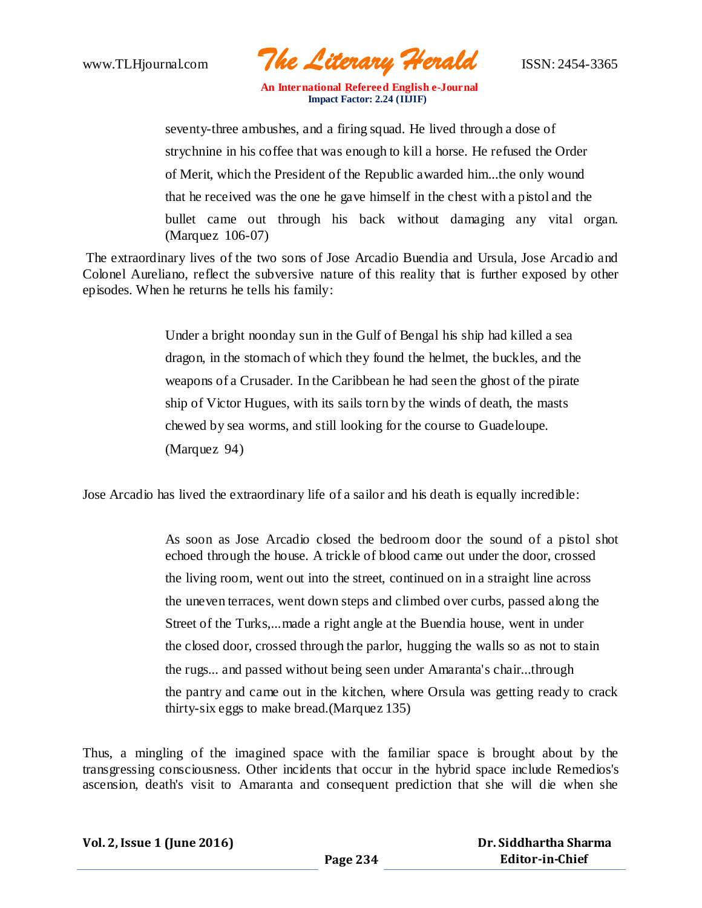> seventy-three ambushes, and a firing squad. He lived through a dose of strychnine in his coffee that was enough to kill a horse. He refused the Order of Merit, which the President of the Republic awarded him...the only wound that he received was the one he gave himself in the chest with a pistol and the bullet came out through his back without damaging any vital organ. (Marquez 106-07)

The extraordinary lives of the two sons of Jose Arcadio Buendia and Ursula, Jose Arcadio and Colonel Aureliano, reflect the subversive nature of this reality that is further exposed by other episodes. When he returns he tells his family:

> Under a bright noonday sun in the Gulf of Bengal his ship had killed a sea dragon, in the stomach of which they found the helmet, the buckles, and the weapons of a Crusader. In the Caribbean he had seen the ghost of the pirate ship of Victor Hugues, with its sails torn by the winds of death, the masts chewed by sea worms, and still looking for the course to Guadeloupe. (Marquez 94)

Jose Arcadio has lived the extraordinary life of a sailor and his death is equally incredible:

> As soon as Jose Arcadio closed the bedroom door the sound of a pistol shot echoed through the house. A trickle of blood came out under the door, crossed the living room, went out into the street, continued on in a straight line across the uneven terraces, went down steps and climbed over curbs, passed along the Street of the Turks,...made a right angle at the Buendia house, went in under the closed door, crossed through the parlor, hugging the walls so as not to stain the rugs... and passed without being seen under Amaranta's chair...through the pantry and came out in the kitchen, where Orsula was getting ready to crack thirty-six eggs to make bread.(Marquez 135)

Thus, a mingling of the imagined space with the familiar space is brought about by the transgressing consciousness. Other incidents that occur in the hybrid space include Remedios's ascension, death's visit to Amaranta and consequent prediction that she will die when she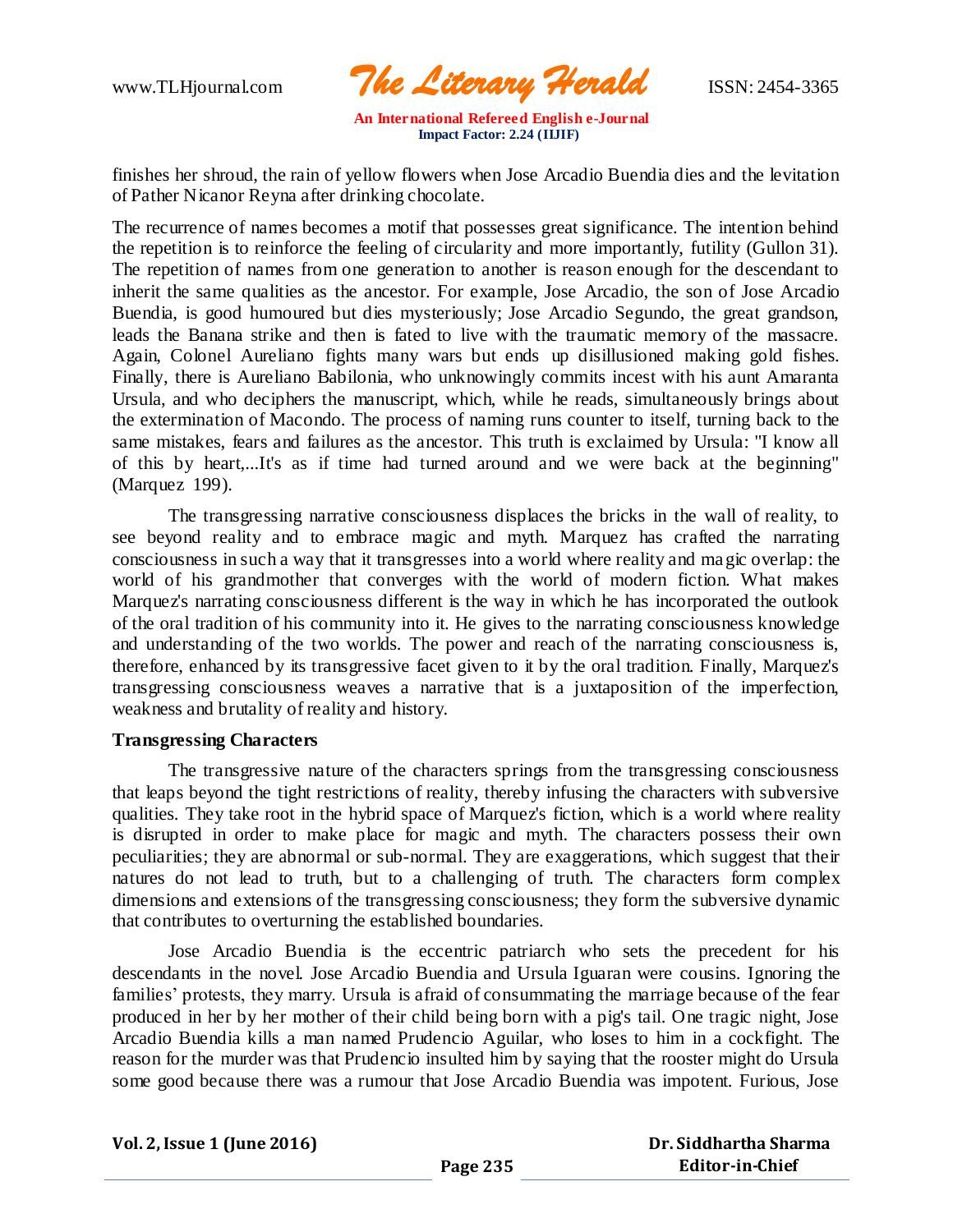finishes her shroud, the rain of yellow flowers when Jose Arcadio Buendia dies and the levitation of Pather Nicanor Reyna after drinking chocolate.

The recurrence of names becomes a motif that possesses great significance. The intention behind the repetition is to reinforce the feeling of circularity and more importantly, futility (Gullon 31). The repetition of names from one generation to another is reason enough for the descendant to inherit the same qualities as the ancestor. For example, Jose Arcadio, the son of Jose Arcadio Buendia, is good humoured but dies mysteriously; Jose Arcadio Segundo, the great grandson, leads the Banana strike and then is fated to live with the traumatic memory of the massacre. Again, Colonel Aureliano fights many wars but ends up disillusioned making gold fishes. Finally, there is Aureliano Babilonia, who unknowingly commits incest with his aunt Amaranta Ursula, and who deciphers the manuscript, which, while he reads, simultaneously brings about the extermination of Macondo. The process of naming runs counter to itself, turning back to the same mistakes, fears and failures as the ancestor. This truth is exclaimed by Ursula: "I know all of this by heart,...It's as if time had turned around and we were back at the beginning" (Marquez 199).

The transgressing narrative consciousness displaces the bricks in the wall of reality, to see beyond reality and to embrace magic and myth. Marquez has crafted the narrating consciousness in such a way that it transgresses into a world where reality and magic overlap: the world of his grandmother that converges with the world of modern fiction. What makes Marquez's narrating consciousness different is the way in which he has incorporated the outlook of the oral tradition of his community into it. He gives to the narrating consciousness knowledge and understanding of the two worlds. The power and reach of the narrating consciousness is, therefore, enhanced by its transgressive facet given to it by the oral tradition. Finally, Marquez's transgressing consciousness weaves a narrative that is a juxtaposition of the imperfection, weakness and brutality of reality and history.

**Transgressing Characters**

The transgressive nature of the characters springs from the transgressing consciousness that leaps beyond the tight restrictions of reality, thereby infusing the characters with subversive qualities. They take root in the hybrid space of Marquez's fiction, which is a world where reality is disrupted in order to make place for magic and myth. The characters possess their own peculiarities; they are abnormal or sub-normal. They are exaggerations, which suggest that their natures do not lead to truth, but to a challenging of truth. The characters form complex dimensions and extensions of the transgressing consciousness; they form the subversive dynamic that contributes to overturning the established boundaries.

Jose Arcadio Buendia is the eccentric patriarch who sets the precedent for his descendants in the novel. Jose Arcadio Buendia and Ursula Iguaran were cousins. Ignoring the families' protests, they marry. Ursula is afraid of consummating the marriage because of the fear produced in her by her mother of their child being born with a pig's tail. One tragic night, Jose Arcadio Buendia kills a man named Prudencio Aguilar, who loses to him in a cockfight. The reason for the murder was that Prudencio insulted him by saying that the rooster might do Ursula some good because there was a rumour that Jose Arcadio Buendia was impotent. Furious, Jose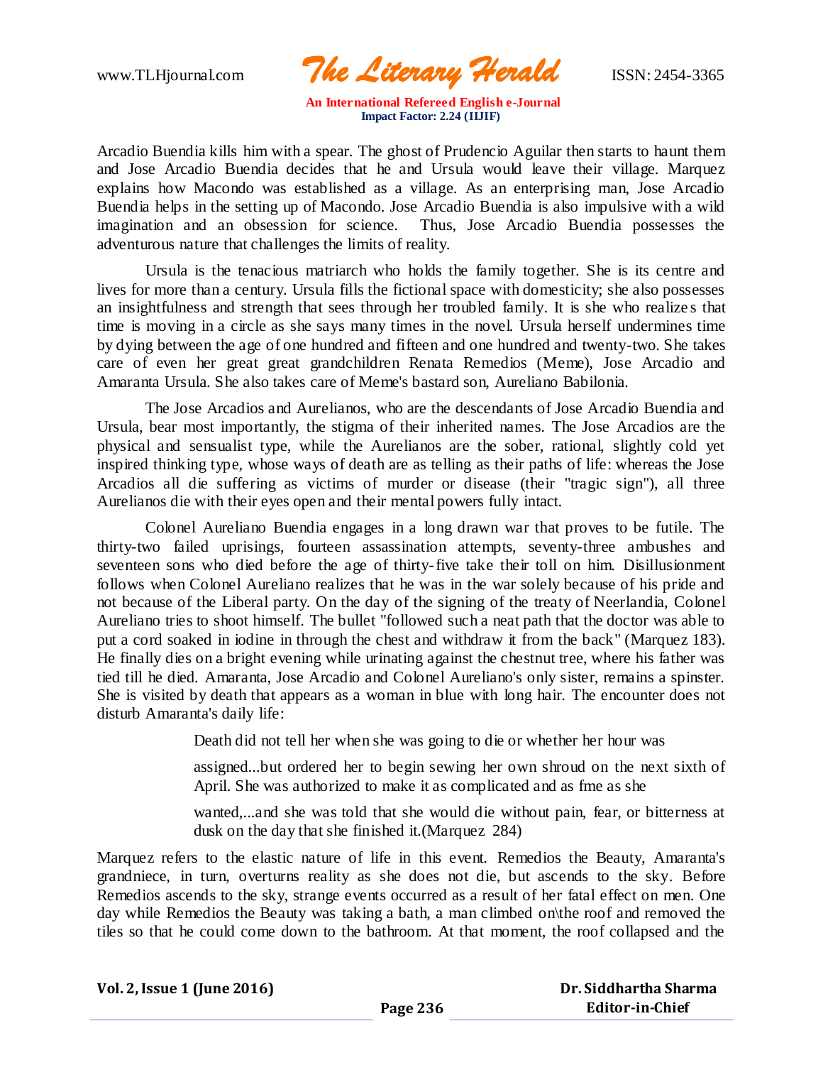Arcadio Buendia kills him with a spear. The ghost of Prudencio Aguilar then starts to haunt them and Jose Arcadio Buendia decides that he and Ursula would leave their village. Marquez explains how Macondo was established as a village. As an enterprising man, Jose Arcadio Buendia helps in the setting up of Macondo. Jose Arcadio Buendia is also impulsive with a wild imagination and an obsession for science. Thus, Jose Arcadio Buendia possesses the adventurous nature that challenges the limits of reality.

Ursula is the tenacious matriarch who holds the family together. She is its centre and lives for more than a century. Ursula fills the fictional space with domesticity; she also possesses an insightfulness and strength that sees through her troubled family. It is she who realizes that time is moving in a circle as she says many times in the novel. Ursula herself undermines time by dying between the age of one hundred and fifteen and one hundred and twenty-two. She takes care of even her great great grandchildren Renata Remedios (Meme), Jose Arcadio and Amaranta Ursula. She also takes care of Meme's bastard son, Aureliano Babilonia.

The Jose Arcadios and Aurelianos, who are the descendants of Jose Arcadio Buendia and Ursula, bear most importantly, the stigma of their inherited names. The Jose Arcadios are the physical and sensualist type, while the Aurelianos are the sober, rational, slightly cold yet inspired thinking type, whose ways of death are as telling as their paths of life: whereas the Jose Arcadios all die suffering as victims of murder or disease (their "tragic sign"), all three Aurelianos die with their eyes open and their mental powers fully intact.

Colonel Aureliano Buendia engages in a long drawn war that proves to be futile. The thirty-two failed uprisings, fourteen assassination attempts, seventy-three ambushes and seventeen sons who died before the age of thirty-five take their toll on him. Disillusionment follows when Colonel Aureliano realizes that he was in the war solely because of his pride and not because of the Liberal party. On the day of the signing of the treaty of Neerlandia, Colonel Aureliano tries to shoot himself. The bullet "followed such a neat path that the doctor was able to put a cord soaked in iodine in through the chest and withdraw it from the back" (Marquez 183). He finally dies on a bright evening while urinating against the chestnut tree, where his father was tied till he died. Amaranta, Jose Arcadio and Colonel Aureliano's only sister, remains a spinster. She is visited by death that appears as a woman in blue with long hair. The encounter does not disturb Amaranta's daily life:

> Death did not tell her when she was going to die or whether her hour was
>
> assigned...but ordered her to begin sewing her own shroud on the next sixth of April. She was authorized to make it as complicated and as fme as she
>
> wanted,...and she was told that she would die without pain, fear, or bitterness at dusk on the day that she finished it.(Marquez 284)

Marquez refers to the elastic nature of life in this event. Remedios the Beauty, Amaranta's grandniece, in turn, overturns reality as she does not die, but ascends to the sky. Before Remedios ascends to the sky, strange events occurred as a result of her fatal effect on men. One day while Remedios the Beauty was taking a bath, a man climbed on\the roof and removed the tiles so that he could come down to the bathroom. At that moment, the roof collapsed and the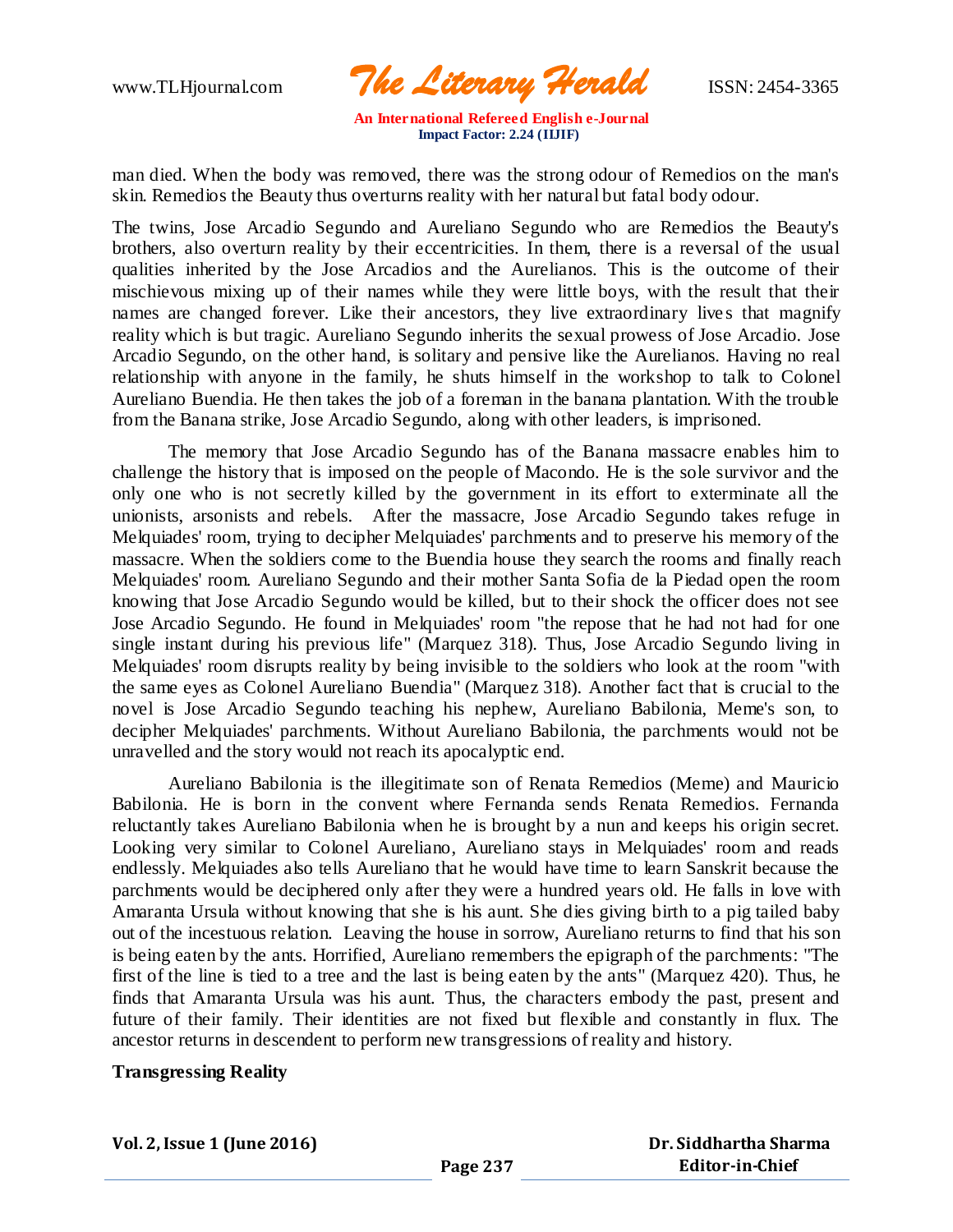man died. When the body was removed, there was the strong odour of Remedios on the man's skin. Remedios the Beauty thus overturns reality with her natural but fatal body odour.

The twins, Jose Arcadio Segundo and Aureliano Segundo who are Remedios the Beauty's brothers, also overturn reality by their eccentricities. In them, there is a reversal of the usual qualities inherited by the Jose Arcadios and the Aurelianos. This is the outcome of their mischievous mixing up of their names while they were little boys, with the result that their names are changed forever. Like their ancestors, they live extraordinary lives that magnify reality which is but tragic. Aureliano Segundo inherits the sexual prowess of Jose Arcadio. Jose Arcadio Segundo, on the other hand, is solitary and pensive like the Aurelianos. Having no real relationship with anyone in the family, he shuts himself in the workshop to talk to Colonel Aureliano Buendia. He then takes the job of a foreman in the banana plantation. With the trouble from the Banana strike, Jose Arcadio Segundo, along with other leaders, is imprisoned.

The memory that Jose Arcadio Segundo has of the Banana massacre enables him to challenge the history that is imposed on the people of Macondo. He is the sole survivor and the only one who is not secretly killed by the government in its effort to exterminate all the unionists, arsonists and rebels. After the massacre, Jose Arcadio Segundo takes refuge in Melquiades' room, trying to decipher Melquiades' parchments and to preserve his memory of the massacre. When the soldiers come to the Buendia house they search the rooms and finally reach Melquiades' room. Aureliano Segundo and their mother Santa Sofia de la Piedad open the room knowing that Jose Arcadio Segundo would be killed, but to their shock the officer does not see Jose Arcadio Segundo. He found in Melquiades' room "the repose that he had not had for one single instant during his previous life" (Marquez 318). Thus, Jose Arcadio Segundo living in Melquiades' room disrupts reality by being invisible to the soldiers who look at the room "with the same eyes as Colonel Aureliano Buendia" (Marquez 318). Another fact that is crucial to the novel is Jose Arcadio Segundo teaching his nephew, Aureliano Babilonia, Meme's son, to decipher Melquiades' parchments. Without Aureliano Babilonia, the parchments would not be unravelled and the story would not reach its apocalyptic end.

Aureliano Babilonia is the illegitimate son of Renata Remedios (Meme) and Mauricio Babilonia. He is born in the convent where Fernanda sends Renata Remedios. Fernanda reluctantly takes Aureliano Babilonia when he is brought by a nun and keeps his origin secret. Looking very similar to Colonel Aureliano, Aureliano stays in Melquiades' room and reads endlessly. Melquiades also tells Aureliano that he would have time to learn Sanskrit because the parchments would be deciphered only after they were a hundred years old. He falls in love with Amaranta Ursula without knowing that she is his aunt. She dies giving birth to a pig tailed baby out of the incestuous relation. Leaving the house in sorrow, Aureliano returns to find that his son is being eaten by the ants. Horrified, Aureliano remembers the epigraph of the parchments: "The first of the line is tied to a tree and the last is being eaten by the ants" (Marquez 420). Thus, he finds that Amaranta Ursula was his aunt. Thus, the characters embody the past, present and future of their family. Their identities are not fixed but flexible and constantly in flux. The ancestor returns in descendent to perform new transgressions of reality and history.

**Transgressing Reality**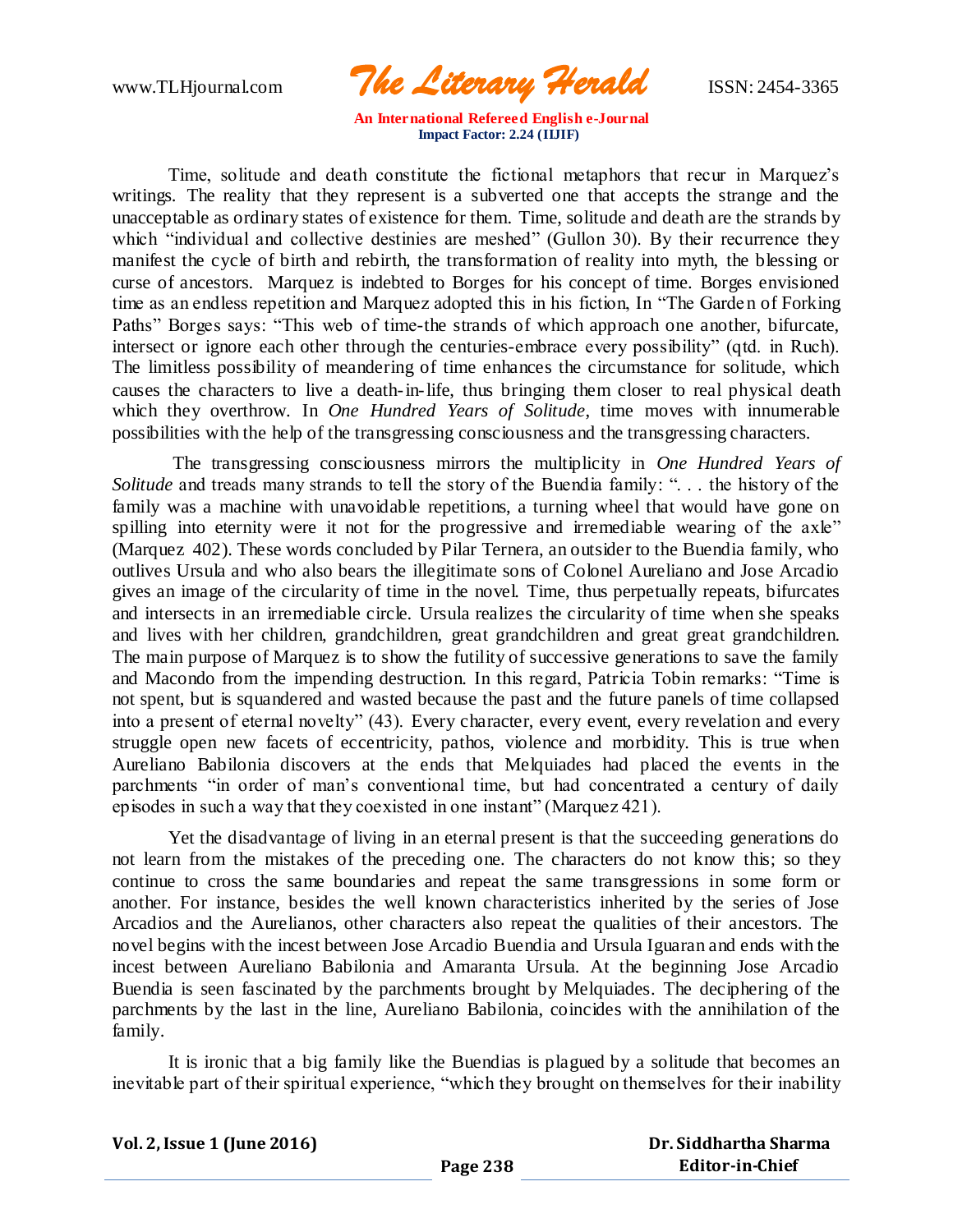Time, solitude and death constitute the fictional metaphors that recur in Marquez's writings. The reality that they represent is a subverted one that accepts the strange and the unacceptable as ordinary states of existence for them. Time, solitude and death are the strands by which "individual and collective destinies are meshed" (Gullon 30). By their recurrence they manifest the cycle of birth and rebirth, the transformation of reality into myth, the blessing or curse of ancestors. Marquez is indebted to Borges for his concept of time. Borges envisioned time as an endless repetition and Marquez adopted this in his fiction, In "The Garden of Forking Paths" Borges says: "This web of time-the strands of which approach one another, bifurcate, intersect or ignore each other through the centuries-embrace every possibility" (qtd. in Ruch). The limitless possibility of meandering of time enhances the circumstance for solitude, which causes the characters to live a death-in-life, thus bringing them closer to real physical death which they overthrow. In *One Hundred Years of Solitude*, time moves with innumerable possibilities with the help of the transgressing consciousness and the transgressing characters.

The transgressing consciousness mirrors the multiplicity in *One Hundred Years of Solitude* and treads many strands to tell the story of the Buendia family: ". . . the history of the family was a machine with unavoidable repetitions, a turning wheel that would have gone on spilling into eternity were it not for the progressive and irremediable wearing of the axle" (Marquez 402). These words concluded by Pilar Ternera, an outsider to the Buendia family, who outlives Ursula and who also bears the illegitimate sons of Colonel Aureliano and Jose Arcadio gives an image of the circularity of time in the novel. Time, thus perpetually repeats, bifurcates and intersects in an irremediable circle. Ursula realizes the circularity of time when she speaks and lives with her children, grandchildren, great grandchildren and great great grandchildren. The main purpose of Marquez is to show the futility of successive generations to save the family and Macondo from the impending destruction. In this regard, Patricia Tobin remarks: "Time is not spent, but is squandered and wasted because the past and the future panels of time collapsed into a present of eternal novelty" (43). Every character, every event, every revelation and every struggle open new facets of eccentricity, pathos, violence and morbidity. This is true when Aureliano Babilonia discovers at the ends that Melquiades had placed the events in the parchments "in order of man's conventional time, but had concentrated a century of daily episodes in such a way that they coexisted in one instant" (Marquez 421).

Yet the disadvantage of living in an eternal present is that the succeeding generations do not learn from the mistakes of the preceding one. The characters do not know this; so they continue to cross the same boundaries and repeat the same transgressions in some form or another. For instance, besides the well known characteristics inherited by the series of Jose Arcadios and the Aurelianos, other characters also repeat the qualities of their ancestors. The novel begins with the incest between Jose Arcadio Buendia and Ursula Iguaran and ends with the incest between Aureliano Babilonia and Amaranta Ursula. At the beginning Jose Arcadio Buendia is seen fascinated by the parchments brought by Melquiades. The deciphering of the parchments by the last in the line, Aureliano Babilonia, coincides with the annihilation of the family.

It is ironic that a big family like the Buendias is plagued by a solitude that becomes an inevitable part of their spiritual experience, "which they brought on themselves for their inability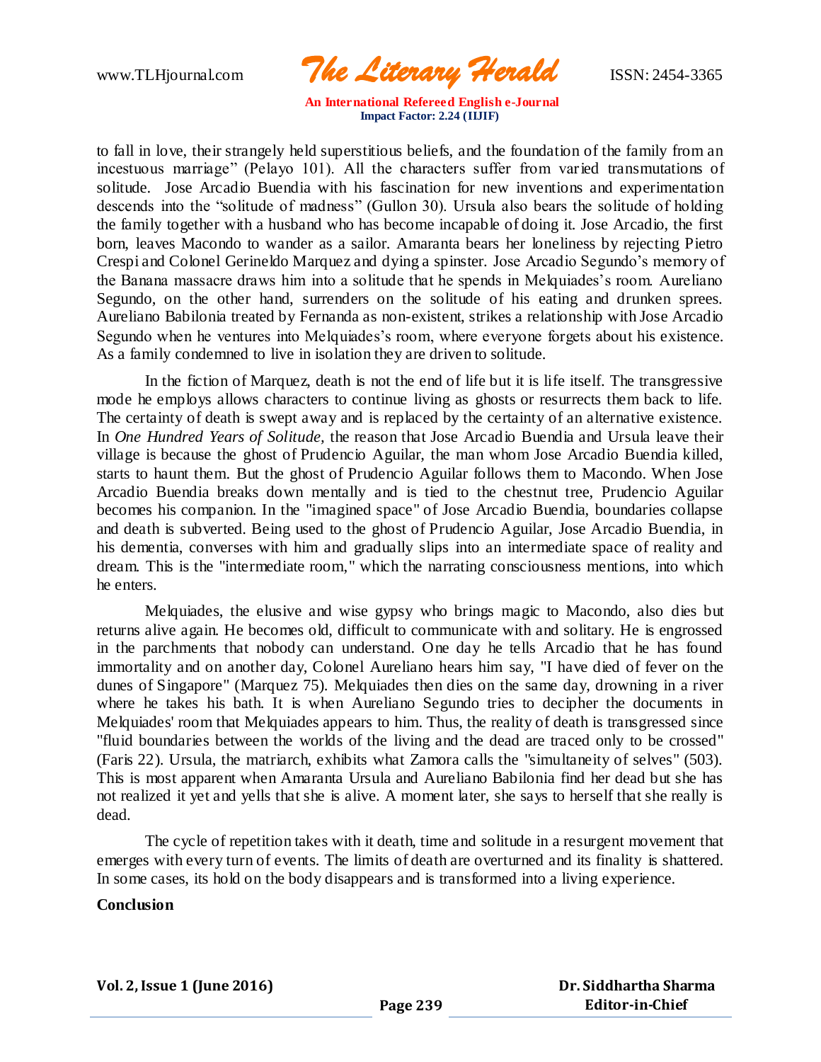to fall in love, their strangely held superstitious beliefs, and the foundation of the family from an incestuous marriage" (Pelayo 101). All the characters suffer from varied transmutations of solitude. Jose Arcadio Buendia with his fascination for new inventions and experimentation descends into the "solitude of madness" (Gullon 30). Ursula also bears the solitude of holding the family together with a husband who has become incapable of doing it. Jose Arcadio, the first born, leaves Macondo to wander as a sailor. Amaranta bears her loneliness by rejecting Pietro Crespi and Colonel Gerineldo Marquez and dying a spinster. Jose Arcadio Segundo's memory of the Banana massacre draws him into a solitude that he spends in Melquiades's room. Aureliano Segundo, on the other hand, surrenders on the solitude of his eating and drunken sprees. Aureliano Babilonia treated by Fernanda as non-existent, strikes a relationship with Jose Arcadio Segundo when he ventures into Melquiades's room, where everyone forgets about his existence. As a family condemned to live in isolation they are driven to solitude.

In the fiction of Marquez, death is not the end of life but it is life itself. The transgressive mode he employs allows characters to continue living as ghosts or resurrects them back to life. The certainty of death is swept away and is replaced by the certainty of an alternative existence. In *One Hundred Years of Solitude,* the reason that Jose Arcadio Buendia and Ursula leave their village is because the ghost of Prudencio Aguilar, the man whom Jose Arcadio Buendia killed, starts to haunt them. But the ghost of Prudencio Aguilar follows them to Macondo. When Jose Arcadio Buendia breaks down mentally and is tied to the chestnut tree, Prudencio Aguilar becomes his companion. In the "imagined space" of Jose Arcadio Buendia, boundaries collapse and death is subverted. Being used to the ghost of Prudencio Aguilar, Jose Arcadio Buendia, in his dementia, converses with him and gradually slips into an intermediate space of reality and dream. This is the "intermediate room," which the narrating consciousness mentions, into which he enters.

Melquiades, the elusive and wise gypsy who brings magic to Macondo, also dies but returns alive again. He becomes old, difficult to communicate with and solitary. He is engrossed in the parchments that nobody can understand. One day he tells Arcadio that he has found immortality and on another day, Colonel Aureliano hears him say, "I have died of fever on the dunes of Singapore" (Marquez 75). Melquiades then dies on the same day, drowning in a river where he takes his bath. It is when Aureliano Segundo tries to decipher the documents in Melquiades' room that Melquiades appears to him. Thus, the reality of death is transgressed since "fluid boundaries between the worlds of the living and the dead are traced only to be crossed" (Faris 22). Ursula, the matriarch, exhibits what Zamora calls the "simultaneity of selves" (503). This is most apparent when Amaranta Ursula and Aureliano Babilonia find her dead but she has not realized it yet and yells that she is alive. A moment later, she says to herself that she really is dead.

The cycle of repetition takes with it death, time and solitude in a resurgent movement that emerges with every turn of events. The limits of death are overturned and its finality is shattered. In some cases, its hold on the body disappears and is transformed into a living experience.

**Conclusion**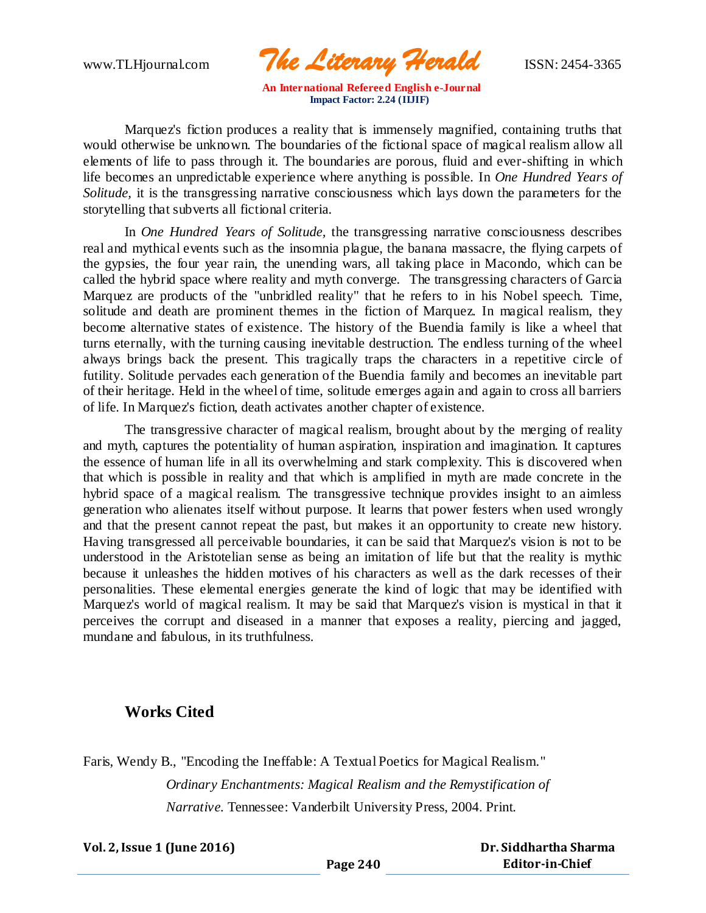Marquez's fiction produces a reality that is immensely magnified, containing truths that would otherwise be unknown. The boundaries of the fictional space of magical realism allow all elements of life to pass through it. The boundaries are porous, fluid and ever-shifting in which life becomes an unpredictable experience where anything is possible. In *One Hundred Years of Solitude*, it is the transgressing narrative consciousness which lays down the parameters for the storytelling that subverts all fictional criteria.

In *One Hundred Years of Solitude*, the transgressing narrative consciousness describes real and mythical events such as the insomnia plague, the banana massacre, the flying carpets of the gypsies, the four year rain, the unending wars, all taking place in Macondo, which can be called the hybrid space where reality and myth converge. The transgressing characters of Garcia Marquez are products of the "unbridled reality" that he refers to in his Nobel speech. Time, solitude and death are prominent themes in the fiction of Marquez. In magical realism, they become alternative states of existence. The history of the Buendia family is like a wheel that turns eternally, with the turning causing inevitable destruction. The endless turning of the wheel always brings back the present. This tragically traps the characters in a repetitive circle of futility. Solitude pervades each generation of the Buendia family and becomes an inevitable part of their heritage. Held in the wheel of time, solitude emerges again and again to cross all barriers of life. In Marquez's fiction, death activates another chapter of existence.

The transgressive character of magical realism, brought about by the merging of reality and myth, captures the potentiality of human aspiration, inspiration and imagination. It captures the essence of human life in all its overwhelming and stark complexity. This is discovered when that which is possible in reality and that which is amplified in myth are made concrete in the hybrid space of a magical realism. The transgressive technique provides insight to an aimless generation who alienates itself without purpose. It learns that power festers when used wrongly and that the present cannot repeat the past, but makes it an opportunity to create new history. Having transgressed all perceivable boundaries, it can be said that Marquez's vision is not to be understood in the Aristotelian sense as being an imitation of life but that the reality is mythic because it unleashes the hidden motives of his characters as well as the dark recesses of their personalities. These elemental energies generate the kind of logic that may be identified with Marquez's world of magical realism. It may be said that Marquez's vision is mystical in that it perceives the corrupt and diseased in a manner that exposes a reality, piercing and jagged, mundane and fabulous, in its truthfulness.

## Works Cited

Faris, Wendy B., "Encoding the Ineffable: A Textual Poetics for Magical Realism." *Ordinary Enchantments: Magical Realism and the Remystification of Narrative.* Tennessee: Vanderbilt University Press, 2004. Print.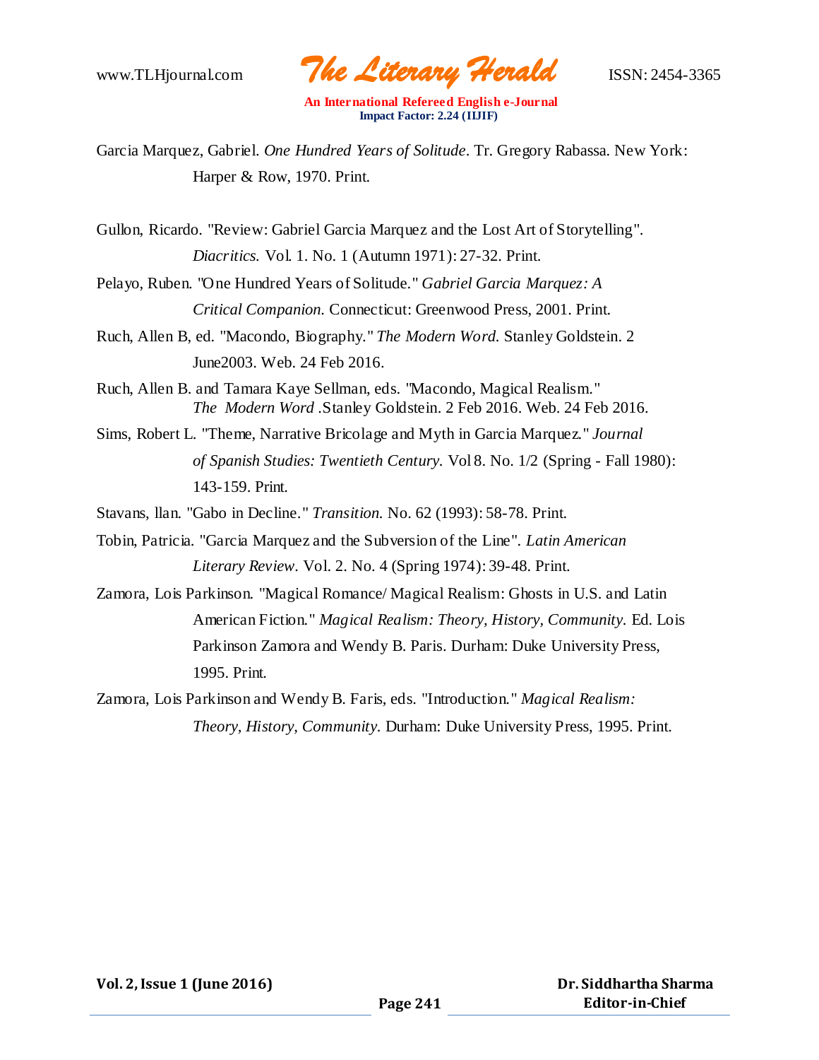Garcia Marquez, Gabriel. *One Hundred Years of Solitude*. Tr. Gregory Rabassa. New York: Harper & Row, 1970. Print.

Gullon, Ricardo. "Review: Gabriel Garcia Marquez and the Lost Art of Storytelling". *Diacritics.* Vol. 1. No. 1 (Autumn 1971): 27-32. Print.

Pelayo, Ruben. "One Hundred Years of Solitude." *Gabriel Garcia Marquez: A Critical Companion.* Connecticut: Greenwood Press, 2001. Print.

Ruch, Allen B, ed. "Macondo, Biography." *The Modern Word.* Stanley Goldstein. 2 June2003. Web. 24 Feb 2016.

Ruch, Allen B. and Tamara Kaye Sellman, eds. "Macondo, Magical Realism." *The Modern Word* .Stanley Goldstein. 2 Feb 2016. Web. 24 Feb 2016.

Sims, Robert L. "Theme, Narrative Bricolage and Myth in Garcia Marquez." *Journal of Spanish Studies: Twentieth Century.* Vol 8. No. 1/2 (Spring - Fall 1980): 143-159. Print.

Stavans, llan. "Gabo in Decline." *Transition.* No. 62 (1993): 58-78. Print.

Tobin, Patricia. "Garcia Marquez and the Subversion of the Line". *Latin American Literary Review.* Vol. 2. No. 4 (Spring 1974): 39-48. Print.

Zamora, Lois Parkinson. "Magical Romance/ Magical Realism: Ghosts in U.S. and Latin American Fiction." *Magical Realism: Theory, History, Community.* Ed. Lois Parkinson Zamora and Wendy B. Paris. Durham: Duke University Press, 1995. Print.

Zamora, Lois Parkinson and Wendy B. Faris, eds. "Introduction." *Magical Realism: Theory, History, Community.* Durham: Duke University Press, 1995. Print.